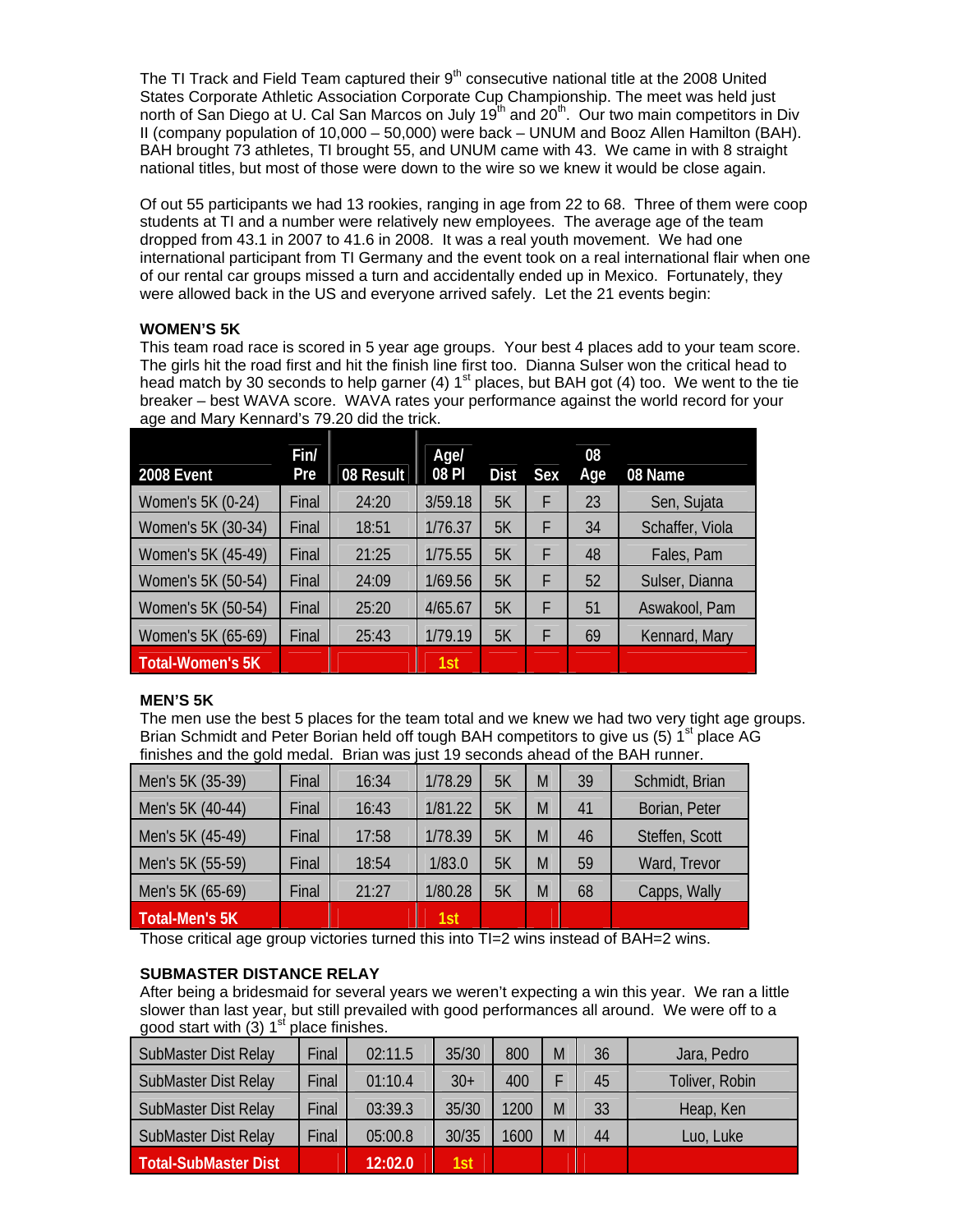The TI Track and Field Team captured their 9th consecutive national title at the 2008 United States Corporate Athletic Association Corporate Cup Championship. The meet was held just north of San Diego at U. Cal San Marcos on July 19th and 20th. Our two main competitors in Div II (company population of 10,000 – 50,000) were back – UNUM and Booz Allen Hamilton (BAH). BAH brought 73 athletes, TI brought 55, and UNUM came with 43. We came in with 8 straight national titles, but most of those were down to the wire so we knew it would be close again.

Of out 55 participants we had 13 rookies, ranging in age from 22 to 68. Three of them were coop students at TI and a number were relatively new employees. The average age of the team dropped from 43.1 in 2007 to 41.6 in 2008. It was a real youth movement. We had one international participant from TI Germany and the event took on a real international flair when one of our rental car groups missed a turn and accidentally ended up in Mexico. Fortunately, they were allowed back in the US and everyone arrived safely. Let the 21 events begin:

### WOMEN'S 5K

This team road race is scored in 5 year age groups. Your best 4 places add to your team score. The girls hit the road first and hit the finish line first too. Dianna Sulser won the critical head to head match by 30 seconds to help garner (4) 1st places, but BAH got (4) too. We went to the tie breaker – best WAVA score. WAVA rates your performance against the world record for your age and Mary Kennard's 79.20 did the trick.

| 2008 Event | Fin/ Pre | 08 Result | Age/ 08 Pl | Dist | Sex | 08 Age | 08 Name |
|---|---|---|---|---|---|---|---|
| Women's 5K (0-24) | Final | 24:20 | 3/59.18 | 5K | F | 23 | Sen, Sujata |
| Women's 5K (30-34) | Final | 18:51 | 1/76.37 | 5K | F | 34 | Schaffer, Viola |
| Women's 5K (45-49) | Final | 21:25 | 1/75.55 | 5K | F | 48 | Fales, Pam |
| Women's 5K (50-54) | Final | 24:09 | 1/69.56 | 5K | F | 52 | Sulser, Dianna |
| Women's 5K (50-54) | Final | 25:20 | 4/65.67 | 5K | F | 51 | Aswakool, Pam |
| Women's 5K (65-69) | Final | 25:43 | 1/79.19 | 5K | F | 69 | Kennard, Mary |
| Total-Women's 5K | | | 1st | | | | |

### MEN'S 5K

The men use the best 5 places for the team total and we knew we had two very tight age groups. Brian Schmidt and Peter Borian held off tough BAH competitors to give us (5) 1st place AG finishes and the gold medal. Brian was just 19 seconds ahead of the BAH runner.

| 2008 Event | Fin/ Pre | 08 Result | Age/ 08 Pl | Dist | Sex | 08 Age | 08 Name |
|---|---|---|---|---|---|---|---|
| Men's 5K (35-39) | Final | 16:34 | 1/78.29 | 5K | M | 39 | Schmidt, Brian |
| Men's 5K (40-44) | Final | 16:43 | 1/81.22 | 5K | M | 41 | Borian, Peter |
| Men's 5K (45-49) | Final | 17:58 | 1/78.39 | 5K | M | 46 | Steffen, Scott |
| Men's 5K (55-59) | Final | 18:54 | 1/83.0 | 5K | M | 59 | Ward, Trevor |
| Men's 5K (65-69) | Final | 21:27 | 1/80.28 | 5K | M | 68 | Capps, Wally |
| Total-Men's 5K | | | 1st | | | | |

Those critical age group victories turned this into TI=2 wins instead of BAH=2 wins.

### SUBMASTER DISTANCE RELAY

After being a bridesmaid for several years we weren't expecting a win this year. We ran a little slower than last year, but still prevailed with good performances all around. We were off to a good start with (3) 1st place finishes.

| 2008 Event | Fin/ Pre | 08 Result | Age/ 08 Pl | Dist | Sex | 08 Age | 08 Name |
|---|---|---|---|---|---|---|---|
| SubMaster Dist Relay | Final | 02:11.5 | 35/30 | 800 | M | 36 | Jara, Pedro |
| SubMaster Dist Relay | Final | 01:10.4 | 30+ | 400 | F | 45 | Toliver, Robin |
| SubMaster Dist Relay | Final | 03:39.3 | 35/30 | 1200 | M | 33 | Heap, Ken |
| SubMaster Dist Relay | Final | 05:00.8 | 30/35 | 1600 | M | 44 | Luo, Luke |
| Total-SubMaster Dist | | 12:02.0 | 1st | | | | |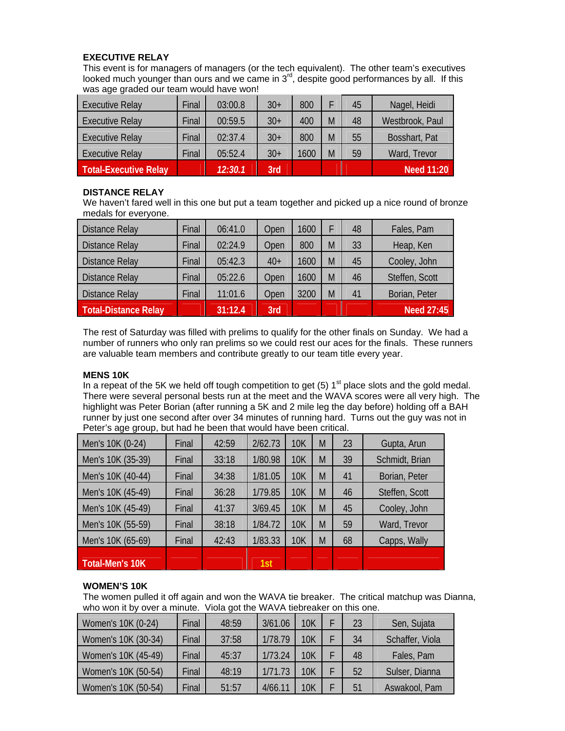### EXECUTIVE RELAY

This event is for managers of managers (or the tech equivalent). The other team's executives looked much younger than ours and we came in 3rd, despite good performances by all. If this was age graded our team would have won!

| | | | | | | | |
|---|---|---|---|---|---|---|---|
| Executive Relay | Final | 03:00.8 | 30+ | 800 | F | 45 | Nagel, Heidi |
| Executive Relay | Final | 00:59.5 | 30+ | 400 | M | 48 | Westbrook, Paul |
| Executive Relay | Final | 02:37.4 | 30+ | 800 | M | 55 | Bosshart, Pat |
| Executive Relay | Final | 05:52.4 | 30+ | 1600 | M | 59 | Ward, Trevor |
| **Total-Executive Relay** | | ***12:30.1*** | **3rd** | | | | **Need 11:20** |

### DISTANCE RELAY

We haven't fared well in this one but put a team together and picked up a nice round of bronze medals for everyone.

| | | | | | | | |
|---|---|---|---|---|---|---|---|
| Distance Relay | Final | 06:41.0 | Open | 1600 | F | 48 | Fales, Pam |
| Distance Relay | Final | 02:24.9 | Open | 800 | M | 33 | Heap, Ken |
| Distance Relay | Final | 05:42.3 | 40+ | 1600 | M | 45 | Cooley, John |
| Distance Relay | Final | 05:22.6 | Open | 1600 | M | 46 | Steffen, Scott |
| Distance Relay | Final | 11:01.6 | Open | 3200 | M | 41 | Borian, Peter |
| **Total-Distance Relay** | | **31:12.4** | **3rd** | | | | **Need 27:45** |

The rest of Saturday was filled with prelims to qualify for the other finals on Sunday. We had a number of runners who only ran prelims so we could rest our aces for the finals. These runners are valuable team members and contribute greatly to our team title every year.

### MENS 10K

In a repeat of the 5K we held off tough competition to get (5) 1st place slots and the gold medal. There were several personal bests run at the meet and the WAVA scores were all very high. The highlight was Peter Borian (after running a 5K and 2 mile leg the day before) holding off a BAH runner by just one second after over 34 minutes of running hard. Turns out the guy was not in Peter's age group, but had he been that would have been critical.

| | | | | | | | |
|---|---|---|---|---|---|---|---|
| Men's 10K (0-24) | Final | 42:59 | 2/62.73 | 10K | M | 23 | Gupta, Arun |
| Men's 10K (35-39) | Final | 33:18 | 1/80.98 | 10K | M | 39 | Schmidt, Brian |
| Men's 10K (40-44) | Final | 34:38 | 1/81.05 | 10K | M | 41 | Borian, Peter |
| Men's 10K (45-49) | Final | 36:28 | 1/79.85 | 10K | M | 46 | Steffen, Scott |
| Men's 10K (45-49) | Final | 41:37 | 3/69.45 | 10K | M | 45 | Cooley, John |
| Men's 10K (55-59) | Final | 38:18 | 1/84.72 | 10K | M | 59 | Ward, Trevor |
| Men's 10K (65-69) | Final | 42:43 | 1/83.33 | 10K | M | 68 | Capps, Wally |
| **Total-Men's 10K** | | | **1st** | | | | |

### WOMEN'S 10K

The women pulled it off again and won the WAVA tie breaker. The critical matchup was Dianna, who won it by over a minute. Viola got the WAVA tiebreaker on this one.

| | | | | | | | |
|---|---|---|---|---|---|---|---|
| Women's 10K (0-24) | Final | 48:59 | 3/61.06 | 10K | F | 23 | Sen, Sujata |
| Women's 10K (30-34) | Final | 37:58 | 1/78.79 | 10K | F | 34 | Schaffer, Viola |
| Women's 10K (45-49) | Final | 45:37 | 1/73.24 | 10K | F | 48 | Fales, Pam |
| Women's 10K (50-54) | Final | 48:19 | 1/71.73 | 10K | F | 52 | Sulser, Dianna |
| Women's 10K (50-54) | Final | 51:57 | 4/66.11 | 10K | F | 51 | Aswakool, Pam |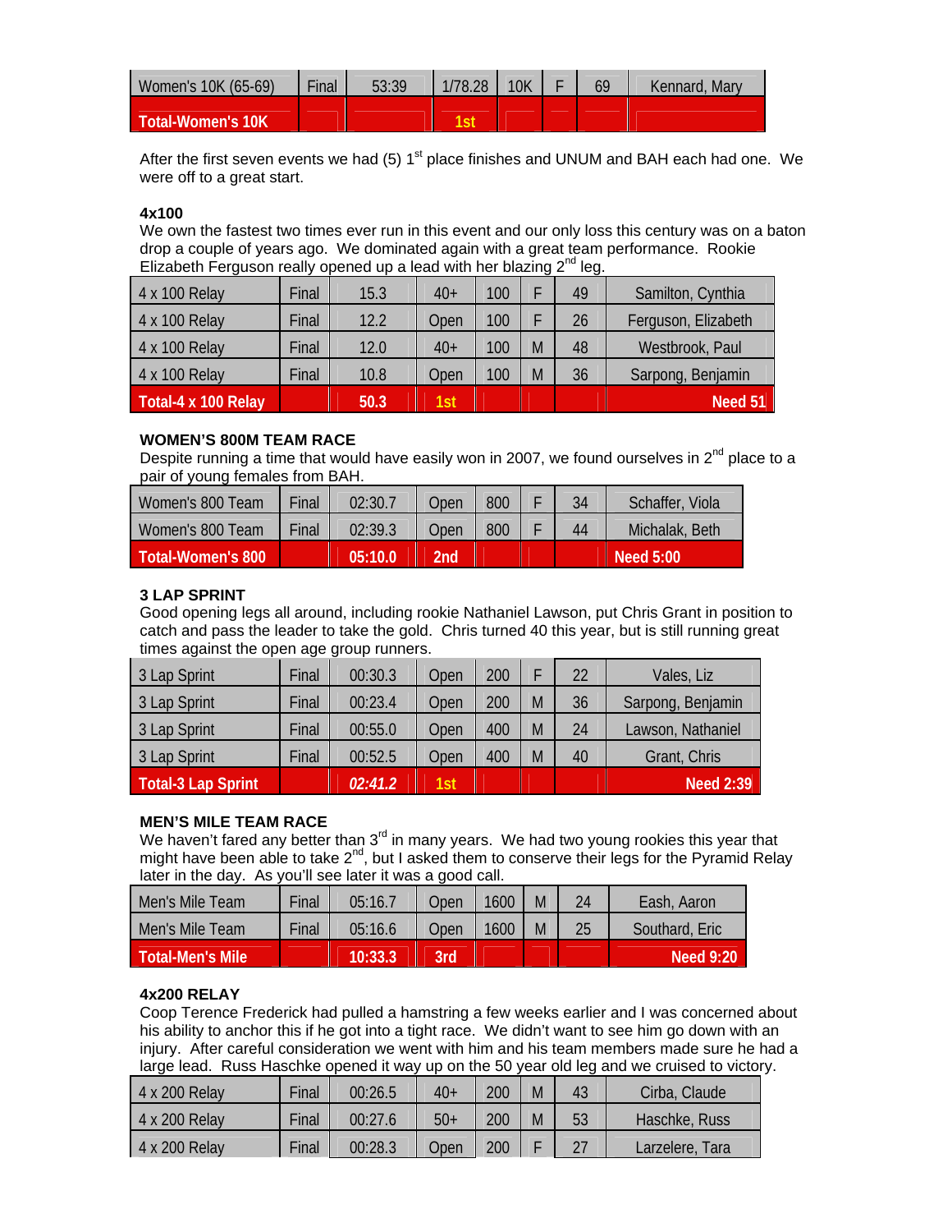| Women's 10K (65-69) | Final | 53:39 | 1/78.28 | 10K | F | 69 | Kennard, Mary |
|---|---|---|---|---|---|---|---|
| **Total-Women's 10K** | | | **1st** | | | | |

After the first seven events we had (5) 1st place finishes and UNUM and BAH each had one. We were off to a great start.

**4x100**

We own the fastest two times ever run in this event and our only loss this century was on a baton drop a couple of years ago. We dominated again with a great team performance. Rookie Elizabeth Ferguson really opened up a lead with her blazing 2nd leg.

| 4 x 100 Relay | Final | 15.3 | 40+ | 100 | F | 49 | Samilton, Cynthia |
|---|---|---|---|---|---|---|---|
| 4 x 100 Relay | Final | 12.2 | Open | 100 | F | 26 | Ferguson, Elizabeth |
| 4 x 100 Relay | Final | 12.0 | 40+ | 100 | M | 48 | Westbrook, Paul |
| 4 x 100 Relay | Final | 10.8 | Open | 100 | M | 36 | Sarpong, Benjamin |
| **Total-4 x 100 Relay** | | **50.3** | **1st** | | | | **Need 51** |

**WOMEN'S 800M TEAM RACE**

Despite running a time that would have easily won in 2007, we found ourselves in 2nd place to a pair of young females from BAH.

| Women's 800 Team | Final | 02:30.7 | Open | 800 | F | 34 | Schaffer, Viola |
|---|---|---|---|---|---|---|---|
| Women's 800 Team | Final | 02:39.3 | Open | 800 | F | 44 | Michalak, Beth |
| **Total-Women's 800** | | **05:10.0** | **2nd** | | | | **Need 5:00** |

**3 LAP SPRINT**

Good opening legs all around, including rookie Nathaniel Lawson, put Chris Grant in position to catch and pass the leader to take the gold. Chris turned 40 this year, but is still running great times against the open age group runners.

| 3 Lap Sprint | Final | 00:30.3 | Open | 200 | F | 22 | Vales, Liz |
|---|---|---|---|---|---|---|---|
| 3 Lap Sprint | Final | 00:23.4 | Open | 200 | M | 36 | Sarpong, Benjamin |
| 3 Lap Sprint | Final | 00:55.0 | Open | 400 | M | 24 | Lawson, Nathaniel |
| 3 Lap Sprint | Final | 00:52.5 | Open | 400 | M | 40 | Grant, Chris |
| **Total-3 Lap Sprint** | | ***02:41.2*** | **1st** | | | | **Need 2:39** |

**MEN'S MILE TEAM RACE**

We haven't fared any better than 3rd in many years. We had two young rookies this year that might have been able to take 2nd, but I asked them to conserve their legs for the Pyramid Relay later in the day. As you'll see later it was a good call.

| Men's Mile Team | Final | 05:16.7 | Open | 1600 | M | 24 | Eash, Aaron |
|---|---|---|---|---|---|---|---|
| Men's Mile Team | Final | 05:16.6 | Open | 1600 | M | 25 | Southard, Eric |
| **Total-Men's Mile** | | **10:33.3** | **3rd** | | | | **Need 9:20** |

**4x200 RELAY**

Coop Terence Frederick had pulled a hamstring a few weeks earlier and I was concerned about his ability to anchor this if he got into a tight race. We didn't want to see him go down with an injury. After careful consideration we went with him and his team members made sure he had a large lead. Russ Haschke opened it way up on the 50 year old leg and we cruised to victory.

| 4 x 200 Relay | Final | 00:26.5 | 40+ | 200 | M | 43 | Cirba, Claude |
|---|---|---|---|---|---|---|---|
| 4 x 200 Relay | Final | 00:27.6 | 50+ | 200 | M | 53 | Haschke, Russ |
| 4 x 200 Relay | Final | 00:28.3 | Open | 200 | F | 27 | Larzelere, Tara |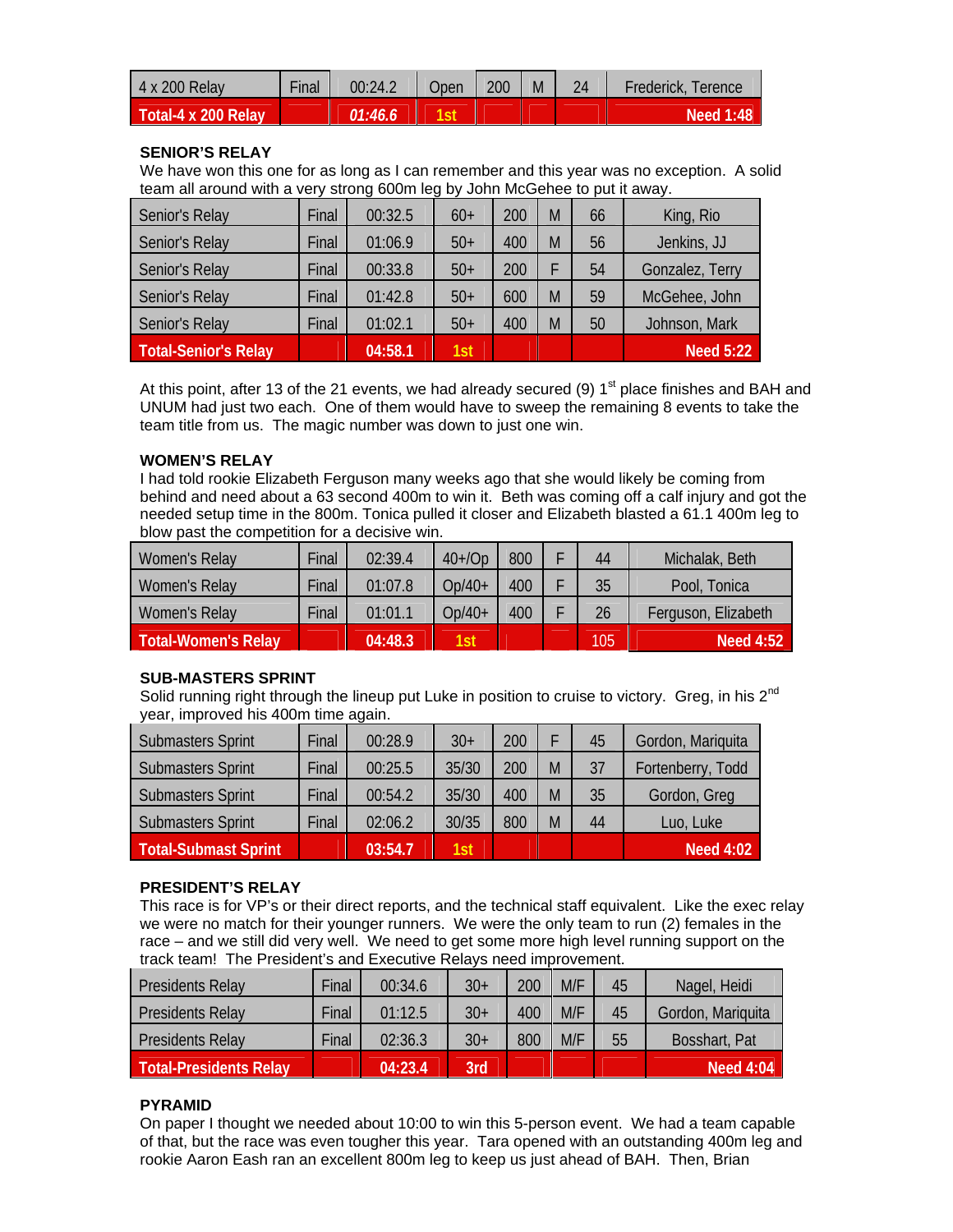| 4 x 200 Relay | Final | 00:24.2 | Open | 200 | M | 24 | Frederick, Terence |
|---|---|---|---|---|---|---|---|
| **Total-4 x 200 Relay** | | ***01:46.6*** | **1st** | | | | **Need 1:48** |

**SENIOR'S RELAY**
We have won this one for as long as I can remember and this year was no exception. A solid team all around with a very strong 600m leg by John McGehee to put it away.

| Senior's Relay | Final | 00:32.5 | 60+ | 200 | M | 66 | King, Rio |
|---|---|---|---|---|---|---|---|
| Senior's Relay | Final | 01:06.9 | 50+ | 400 | M | 56 | Jenkins, JJ |
| Senior's Relay | Final | 00:33.8 | 50+ | 200 | F | 54 | Gonzalez, Terry |
| Senior's Relay | Final | 01:42.8 | 50+ | 600 | M | 59 | McGehee, John |
| Senior's Relay | Final | 01:02.1 | 50+ | 400 | M | 50 | Johnson, Mark |
| **Total-Senior's Relay** | | **04:58.1** | **1st** | | | | **Need 5:22** |

At this point, after 13 of the 21 events, we had already secured (9) 1st place finishes and BAH and UNUM had just two each. One of them would have to sweep the remaining 8 events to take the team title from us. The magic number was down to just one win.

**WOMEN'S RELAY**
I had told rookie Elizabeth Ferguson many weeks ago that she would likely be coming from behind and need about a 63 second 400m to win it. Beth was coming off a calf injury and got the needed setup time in the 800m. Tonica pulled it closer and Elizabeth blasted a 61.1 400m leg to blow past the competition for a decisive win.

| Women's Relay | Final | 02:39.4 | 40+/Op | 800 | F | 44 | Michalak, Beth |
|---|---|---|---|---|---|---|---|
| Women's Relay | Final | 01:07.8 | Op/40+ | 400 | F | 35 | Pool, Tonica |
| Women's Relay | Final | 01:01.1 | Op/40+ | 400 | F | 26 | Ferguson, Elizabeth |
| **Total-Women's Relay** | | **04:48.3** | **1st** | | | 105 | **Need 4:52** |

**SUB-MASTERS SPRINT**
Solid running right through the lineup put Luke in position to cruise to victory. Greg, in his 2nd year, improved his 400m time again.

| Submasters Sprint | Final | 00:28.9 | 30+ | 200 | F | 45 | Gordon, Mariquita |
|---|---|---|---|---|---|---|---|
| Submasters Sprint | Final | 00:25.5 | 35/30 | 200 | M | 37 | Fortenberry, Todd |
| Submasters Sprint | Final | 00:54.2 | 35/30 | 400 | M | 35 | Gordon, Greg |
| Submasters Sprint | Final | 02:06.2 | 30/35 | 800 | M | 44 | Luo, Luke |
| **Total-Submast Sprint** | | **03:54.7** | **1st** | | | | **Need 4:02** |

**PRESIDENT'S RELAY**
This race is for VP's or their direct reports, and the technical staff equivalent. Like the exec relay we were no match for their younger runners. We were the only team to run (2) females in the race – and we still did very well. We need to get some more high level running support on the track team! The President's and Executive Relays need improvement.

| Presidents Relay | Final | 00:34.6 | 30+ | 200 | M/F | 45 | Nagel, Heidi |
|---|---|---|---|---|---|---|---|
| Presidents Relay | Final | 01:12.5 | 30+ | 400 | M/F | 45 | Gordon, Mariquita |
| Presidents Relay | Final | 02:36.3 | 30+ | 800 | M/F | 55 | Bosshart, Pat |
| **Total-Presidents Relay** | | **04:23.4** | **3rd** | | | | **Need 4:04** |

**PYRAMID**
On paper I thought we needed about 10:00 to win this 5-person event. We had a team capable of that, but the race was even tougher this year. Tara opened with an outstanding 400m leg and rookie Aaron Eash ran an excellent 800m leg to keep us just ahead of BAH. Then, Brian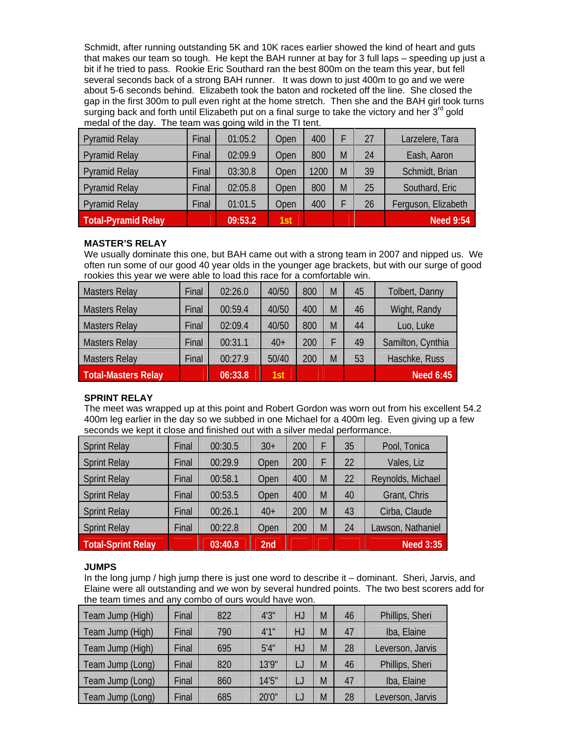Schmidt, after running outstanding 5K and 10K races earlier showed the kind of heart and guts that makes our team so tough. He kept the BAH runner at bay for 3 full laps – speeding up just a bit if he tried to pass. Rookie Eric Southard ran the best 800m on the team this year, but fell several seconds back of a strong BAH runner. It was down to just 400m to go and we were about 5-6 seconds behind. Elizabeth took the baton and rocketed off the line. She closed the gap in the first 300m to pull even right at the home stretch. Then she and the BAH girl took turns surging back and forth until Elizabeth put on a final surge to take the victory and her 3rd gold medal of the day. The team was going wild in the TI tent.

| | | | | | | | |
|---|---|---|---|---|---|---|---|
| Pyramid Relay | Final | 01:05.2 | Open | 400 | F | 27 | Larzelere, Tara |
| Pyramid Relay | Final | 02:09.9 | Open | 800 | M | 24 | Eash, Aaron |
| Pyramid Relay | Final | 03:30.8 | Open | 1200 | M | 39 | Schmidt, Brian |
| Pyramid Relay | Final | 02:05.8 | Open | 800 | M | 25 | Southard, Eric |
| Pyramid Relay | Final | 01:01.5 | Open | 400 | F | 26 | Ferguson, Elizabeth |
| **Total-Pyramid Relay** | | **09:53.2** | **1st** | | | | **Need 9:54** |

### MASTER'S RELAY

We usually dominate this one, but BAH came out with a strong team in 2007 and nipped us. We often run some of our good 40 year olds in the younger age brackets, but with our surge of good rookies this year we were able to load this race for a comfortable win.

| | | | | | | | |
|---|---|---|---|---|---|---|---|
| Masters Relay | Final | 02:26.0 | 40/50 | 800 | M | 45 | Tolbert, Danny |
| Masters Relay | Final | 00:59.4 | 40/50 | 400 | M | 46 | Wight, Randy |
| Masters Relay | Final | 02:09.4 | 40/50 | 800 | M | 44 | Luo, Luke |
| Masters Relay | Final | 00:31.1 | 40+ | 200 | F | 49 | Samilton, Cynthia |
| Masters Relay | Final | 00:27.9 | 50/40 | 200 | M | 53 | Haschke, Russ |
| **Total-Masters Relay** | | **06:33.8** | **1st** | | | | **Need 6:45** |

### SPRINT RELAY

The meet was wrapped up at this point and Robert Gordon was worn out from his excellent 54.2 400m leg earlier in the day so we subbed in one Michael for a 400m leg. Even giving up a few seconds we kept it close and finished out with a silver medal performance.

| | | | | | | | |
|---|---|---|---|---|---|---|---|
| Sprint Relay | Final | 00:30.5 | 30+ | 200 | F | 35 | Pool, Tonica |
| Sprint Relay | Final | 00:29.9 | Open | 200 | F | 22 | Vales, Liz |
| Sprint Relay | Final | 00:58.1 | Open | 400 | M | 22 | Reynolds, Michael |
| Sprint Relay | Final | 00:53.5 | Open | 400 | M | 40 | Grant, Chris |
| Sprint Relay | Final | 00:26.1 | 40+ | 200 | M | 43 | Cirba, Claude |
| Sprint Relay | Final | 00:22.8 | Open | 200 | M | 24 | Lawson, Nathaniel |
| **Total-Sprint Relay** | | **03:40.9** | **2nd** | | | | **Need 3:35** |

### JUMPS

In the long jump / high jump there is just one word to describe it – dominant. Sheri, Jarvis, and Elaine were all outstanding and we won by several hundred points. The two best scorers add for the team times and any combo of ours would have won.

| | | | | | | | |
|---|---|---|---|---|---|---|---|
| Team Jump (High) | Final | 822 | 4'3" | HJ | M | 46 | Phillips, Sheri |
| Team Jump (High) | Final | 790 | 4'1" | HJ | M | 47 | Iba, Elaine |
| Team Jump (High) | Final | 695 | 5'4" | HJ | M | 28 | Leverson, Jarvis |
| Team Jump (Long) | Final | 820 | 13'9" | LJ | M | 46 | Phillips, Sheri |
| Team Jump (Long) | Final | 860 | 14'5" | LJ | M | 47 | Iba, Elaine |
| Team Jump (Long) | Final | 685 | 20'0" | LJ | M | 28 | Leverson, Jarvis |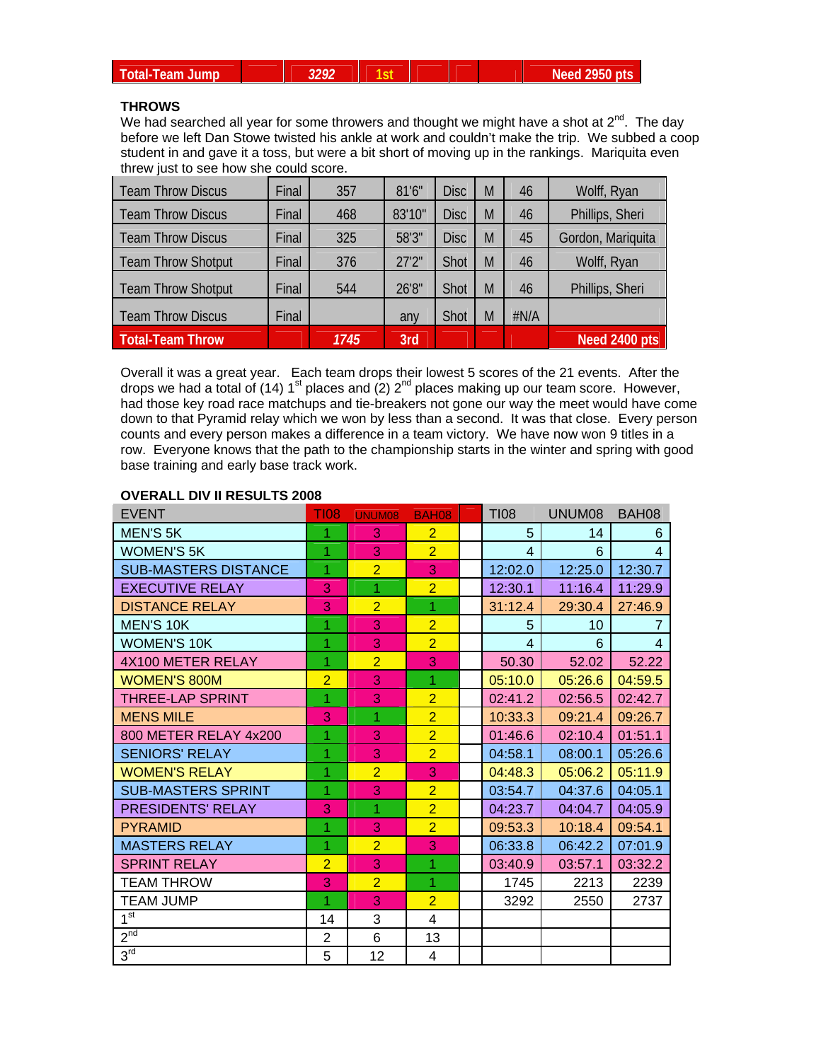| Total-Team Jump | | 3292 | 1st | | | | Need 2950 pts |
|---|---|---|---|---|---|---|---|

**THROWS**

We had searched all year for some throwers and thought we might have a shot at 2nd. The day before we left Dan Stowe twisted his ankle at work and couldn't make the trip. We subbed a coop student in and gave it a toss, but were a bit short of moving up in the rankings. Mariquita even threw just to see how she could score.

| Team Throw Discus | Final | 357 | 81'6" | Disc | M | 46 | Wolff, Ryan |
|---|---|---|---|---|---|---|---|
| Team Throw Discus | Final | 468 | 83'10" | Disc | M | 46 | Phillips, Sheri |
| Team Throw Discus | Final | 325 | 58'3" | Disc | M | 45 | Gordon, Mariquita |
| Team Throw Shotput | Final | 376 | 27'2" | Shot | M | 46 | Wolff, Ryan |
| Team Throw Shotput | Final | 544 | 26'8" | Shot | M | 46 | Phillips, Sheri |
| Team Throw Discus | Final | | any | Shot | M | #N/A | |
| **Total-Team Throw** | | **1745** | **3rd** | | | | **Need 2400 pts** |

Overall it was a great year. Each team drops their lowest 5 scores of the 21 events. After the drops we had a total of (14) 1st places and (2) 2nd places making up our team score. However, had those key road race matchups and tie-breakers not gone our way the meet would have come down to that Pyramid relay which we won by less than a second. It was that close. Every person counts and every person makes a difference in a team victory. We have now won 9 titles in a row. Everyone knows that the path to the championship starts in the winter and spring with good base training and early base track work.

**OVERALL DIV II RESULTS 2008**

| EVENT | TI08 | UNUM08 | BAH08 | | TI08 | UNUM08 | BAH08 |
|---|---|---|---|---|---|---|---|
| MEN'S 5K | 1 | 3 | 2 | | 5 | 14 | 6 |
| WOMEN'S 5K | 1 | 3 | 2 | | 4 | 6 | 4 |
| SUB-MASTERS DISTANCE | 1 | 2 | 3 | | 12:02.0 | 12:25.0 | 12:30.7 |
| EXECUTIVE RELAY | 3 | 1 | 2 | | 12:30.1 | 11:16.4 | 11:29.9 |
| DISTANCE RELAY | 3 | 2 | 1 | | 31:12.4 | 29:30.4 | 27:46.9 |
| MEN'S 10K | 1 | 3 | 2 | | 5 | 10 | 7 |
| WOMEN'S 10K | 1 | 3 | 2 | | 4 | 6 | 4 |
| 4X100 METER RELAY | 1 | 2 | 3 | | 50.30 | 52.02 | 52.22 |
| WOMEN'S 800M | 2 | 3 | 1 | | 05:10.0 | 05:26.6 | 04:59.5 |
| THREE-LAP SPRINT | 1 | 3 | 2 | | 02:41.2 | 02:56.5 | 02:42.7 |
| MENS MILE | 3 | 1 | 2 | | 10:33.3 | 09:21.4 | 09:26.7 |
| 800 METER RELAY 4x200 | 1 | 3 | 2 | | 01:46.6 | 02:10.4 | 01:51.1 |
| SENIORS' RELAY | 1 | 3 | 2 | | 04:58.1 | 08:00.1 | 05:26.6 |
| WOMEN'S RELAY | 1 | 2 | 3 | | 04:48.3 | 05:06.2 | 05:11.9 |
| SUB-MASTERS SPRINT | 1 | 3 | 2 | | 03:54.7 | 04:37.6 | 04:05.1 |
| PRESIDENTS' RELAY | 3 | 1 | 2 | | 04:23.7 | 04:04.7 | 04:05.9 |
| PYRAMID | 1 | 3 | 2 | | 09:53.3 | 10:18.4 | 09:54.1 |
| MASTERS RELAY | 1 | 2 | 3 | | 06:33.8 | 06:42.2 | 07:01.9 |
| SPRINT RELAY | 2 | 3 | 1 | | 03:40.9 | 03:57.1 | 03:32.2 |
| TEAM THROW | 3 | 2 | 1 | | 1745 | 2213 | 2239 |
| TEAM JUMP | 1 | 3 | 2 | | 3292 | 2550 | 2737 |
| 1st | 14 | 3 | 4 | | | | |
| 2nd | 2 | 6 | 13 | | | | |
| 3rd | 5 | 12 | 4 | | | | |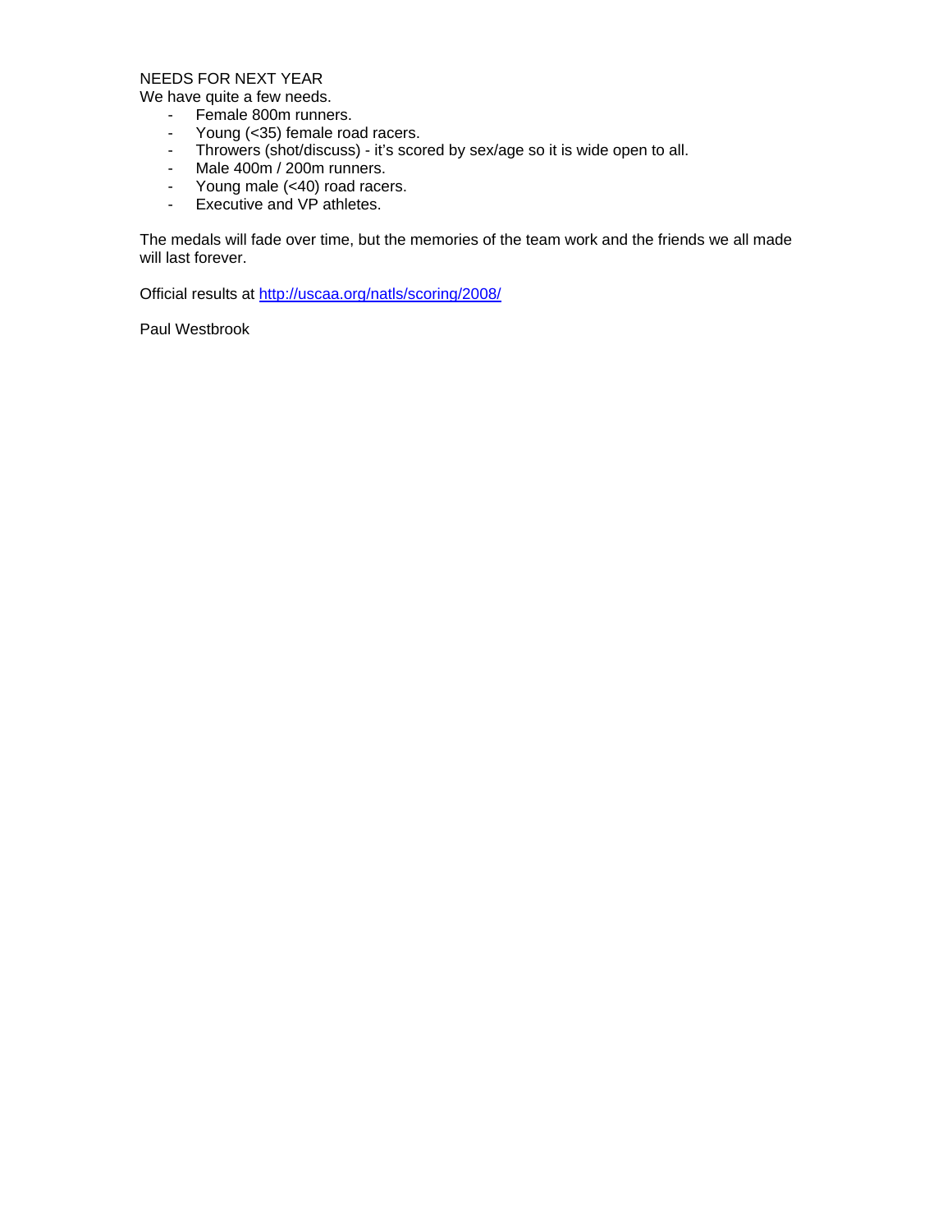NEEDS FOR NEXT YEAR
We have quite a few needs.

- Female 800m runners.
- Young (<35) female road racers.
- Throwers (shot/discuss) - it's scored by sex/age so it is wide open to all.
- Male 400m / 200m runners.
- Young male (<40) road racers.
- Executive and VP athletes.

The medals will fade over time, but the memories of the team work and the friends we all made will last forever.

Official results at [http://uscaa.org/natls/scoring/2008/](http://uscaa.org/natls/scoring/2008/)

Paul Westbrook